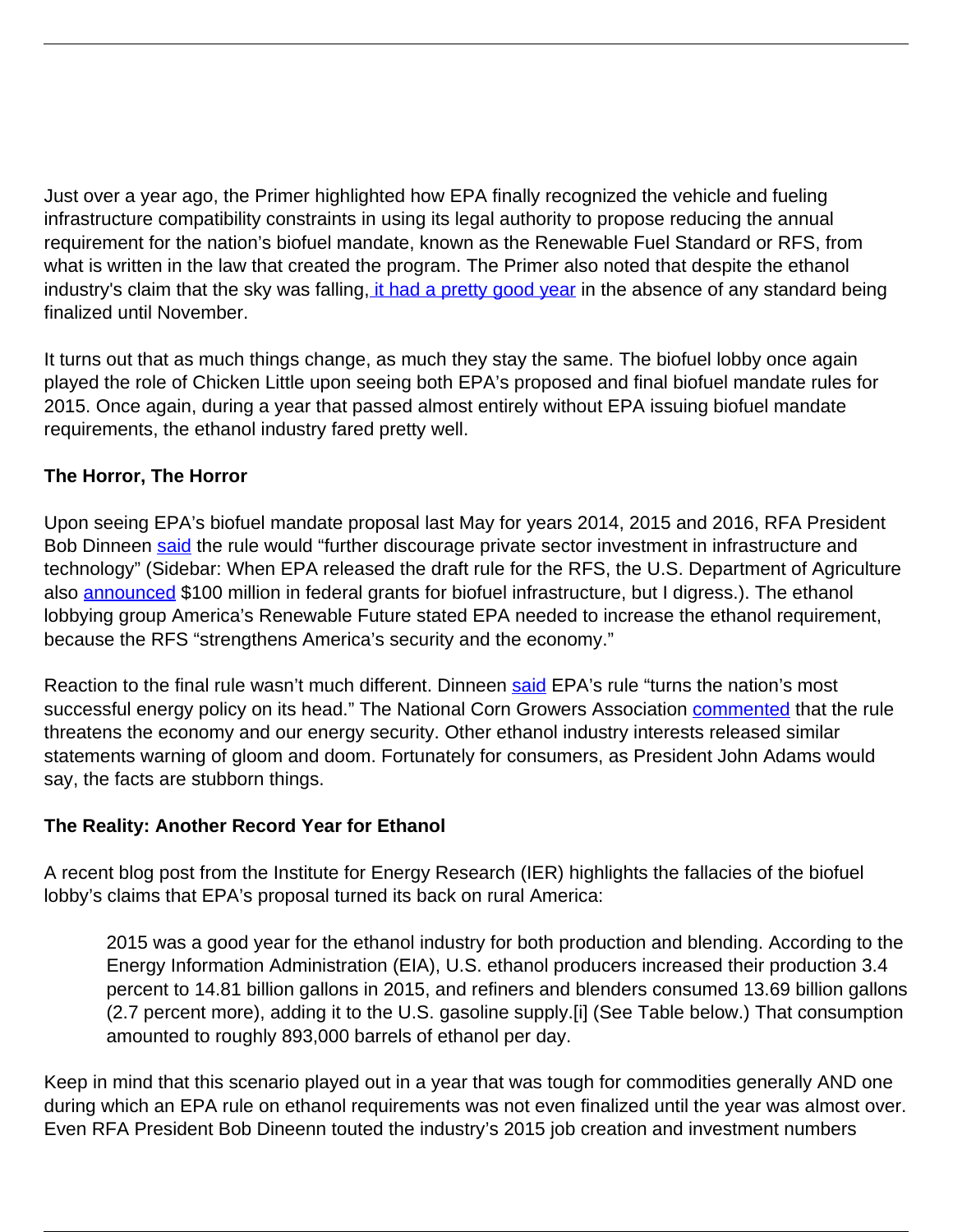Just over a year ago, the Primer highlighted how EPA finally recognized the vehicle and fueling infrastructure compatibility constraints in using its legal authority to propose reducing the annual requirement for the nation's biofuel mandate, known as the Renewable Fuel Standard or RFS, from what is written in the law that created the program. The Primer also noted that despite the ethanol industry's claim that the sky was falling, [it had a pretty good year](#) in the absence of any standard being finalized until November.

It turns out that as much things change, as much they stay the same. The biofuel lobby once again played the role of Chicken Little upon seeing both EPA's proposed and final biofuel mandate rules for 2015. Once again, during a year that passed almost entirely without EPA issuing biofuel mandate requirements, the ethanol industry fared pretty well.

**The Horror, The Horror**

Upon seeing EPA's biofuel mandate proposal last May for years 2014, 2015 and 2016, RFA President Bob Dinneen [said](#) the rule would "further discourage private sector investment in infrastructure and technology" (Sidebar: When EPA released the draft rule for the RFS, the U.S. Department of Agriculture also [announced](#) $100 million in federal grants for biofuel infrastructure, but I digress.). The ethanol lobbying group America's Renewable Future stated EPA needed to increase the ethanol requirement, because the RFS "strengthens America's security and the economy."

Reaction to the final rule wasn't much different. Dinneen [said](#) EPA's rule "turns the nation's most successful energy policy on its head." The National Corn Growers Association [commented](#) that the rule threatens the economy and our energy security. Other ethanol industry interests released similar statements warning of gloom and doom. Fortunately for consumers, as President John Adams would say, the facts are stubborn things.

**The Reality: Another Record Year for Ethanol**

A recent blog post from the Institute for Energy Research (IER) highlights the fallacies of the biofuel lobby's claims that EPA's proposal turned its back on rural America:

> 2015 was a good year for the ethanol industry for both production and blending. According to the Energy Information Administration (EIA), U.S. ethanol producers increased their production 3.4 percent to 14.81 billion gallons in 2015, and refiners and blenders consumed 13.69 billion gallons (2.7 percent more), adding it to the U.S. gasoline supply.[i] (See Table below.) That consumption amounted to roughly 893,000 barrels of ethanol per day.

Keep in mind that this scenario played out in a year that was tough for commodities generally AND one during which an EPA rule on ethanol requirements was not even finalized until the year was almost over. Even RFA President Bob Dineenn touted the industry's 2015 job creation and investment numbers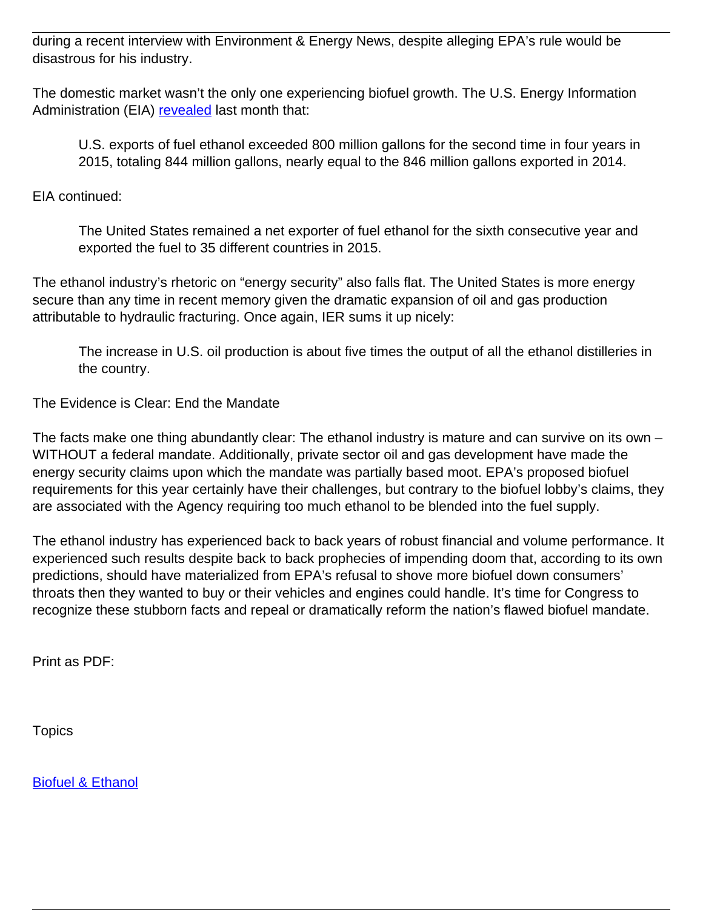during a recent interview with Environment & Energy News, despite alleging EPA's rule would be disastrous for his industry.

The domestic market wasn't the only one experiencing biofuel growth. The U.S. Energy Information Administration (EIA) [revealed](#) last month that:

> U.S. exports of fuel ethanol exceeded 800 million gallons for the second time in four years in 2015, totaling 844 million gallons, nearly equal to the 846 million gallons exported in 2014.

EIA continued:

> The United States remained a net exporter of fuel ethanol for the sixth consecutive year and exported the fuel to 35 different countries in 2015.

The ethanol industry's rhetoric on "energy security" also falls flat. The United States is more energy secure than any time in recent memory given the dramatic expansion of oil and gas production attributable to hydraulic fracturing. Once again, IER sums it up nicely:

> The increase in U.S. oil production is about five times the output of all the ethanol distilleries in the country.

## The Evidence is Clear: End the Mandate

The facts make one thing abundantly clear: The ethanol industry is mature and can survive on its own – WITHOUT a federal mandate. Additionally, private sector oil and gas development have made the energy security claims upon which the mandate was partially based moot. EPA's proposed biofuel requirements for this year certainly have their challenges, but contrary to the biofuel lobby's claims, they are associated with the Agency requiring too much ethanol to be blended into the fuel supply.

The ethanol industry has experienced back to back years of robust financial and volume performance. It experienced such results despite back to back prophecies of impending doom that, according to its own predictions, should have materialized from EPA's refusal to shove more biofuel down consumers' throats then they wanted to buy or their vehicles and engines could handle. It's time for Congress to recognize these stubborn facts and repeal or dramatically reform the nation's flawed biofuel mandate.

Print as PDF:

Topics

[Biofuel & Ethanol](#)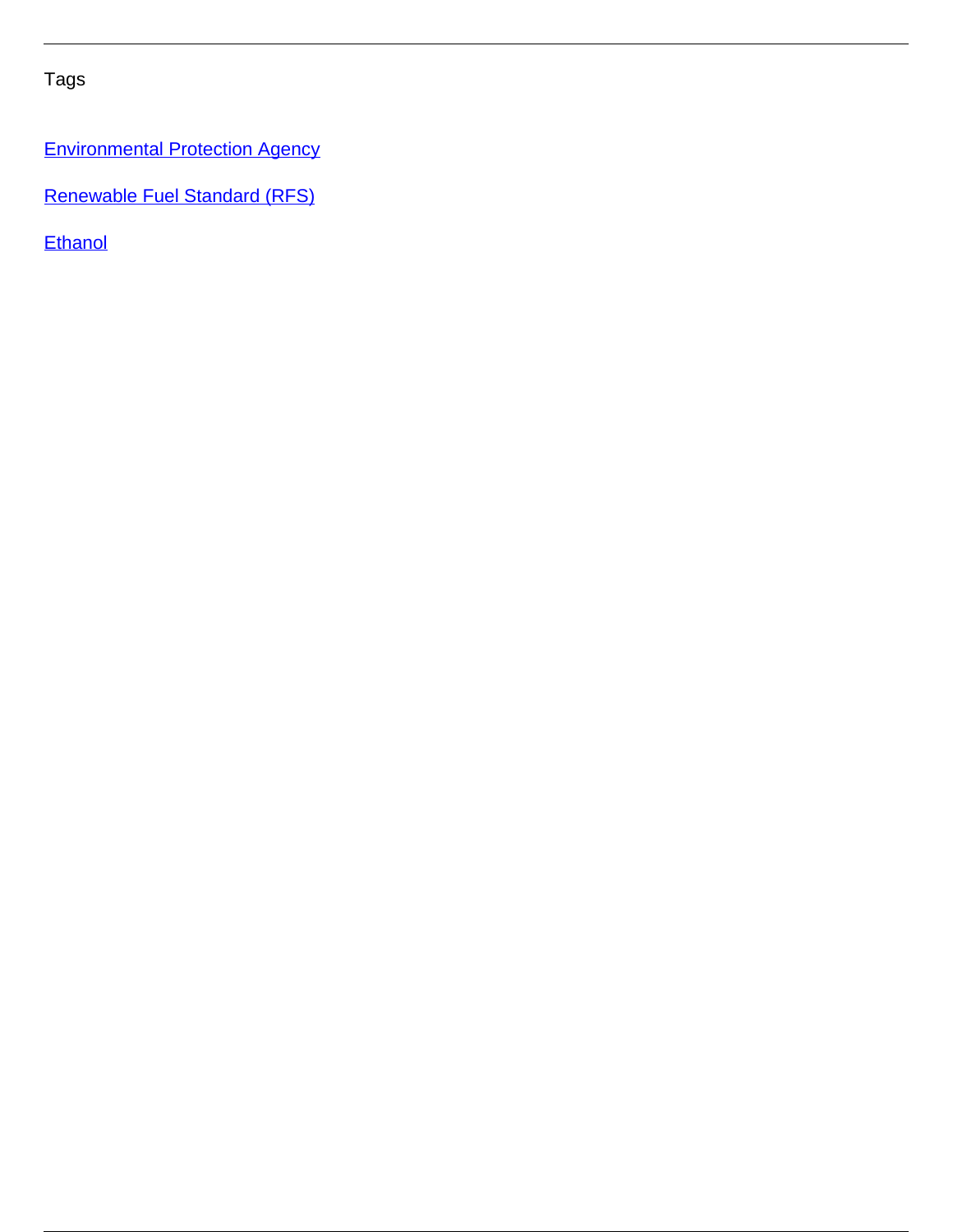Tags

[Environmental Protection Agency]

[Renewable Fuel Standard (RFS)]

[Ethanol]